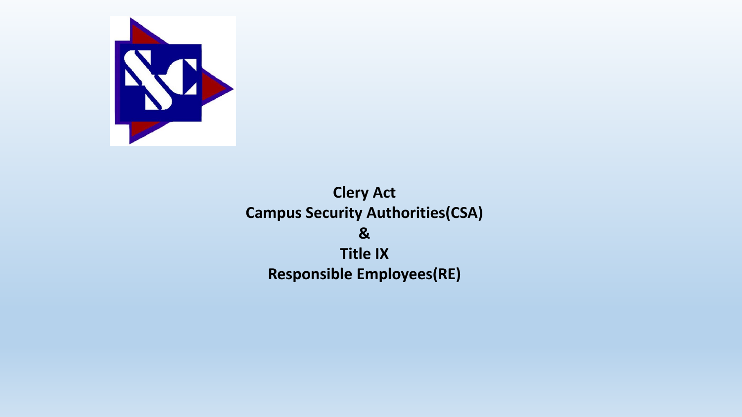# Clery Act
## Campus Security Authorities(CSA)
## &
# Title IX
## Responsible Employees(RE)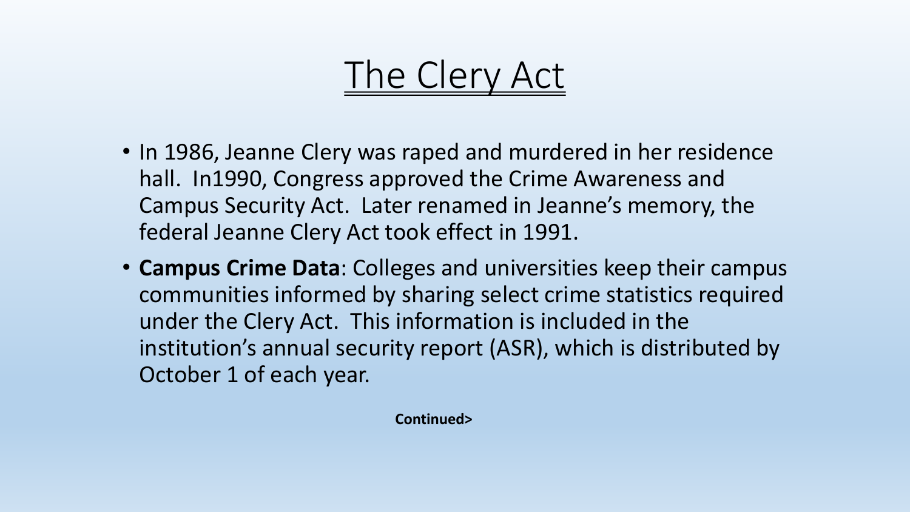# The Clery Act

- In 1986, Jeanne Clery was raped and murdered in her residence hall. In1990, Congress approved the Crime Awareness and Campus Security Act. Later renamed in Jeanne's memory, the federal Jeanne Clery Act took effect in 1991.
- **Campus Crime Data**: Colleges and universities keep their campus communities informed by sharing select crime statistics required under the Clery Act. This information is included in the institution's annual security report (ASR), which is distributed by October 1 of each year.

**Continued>**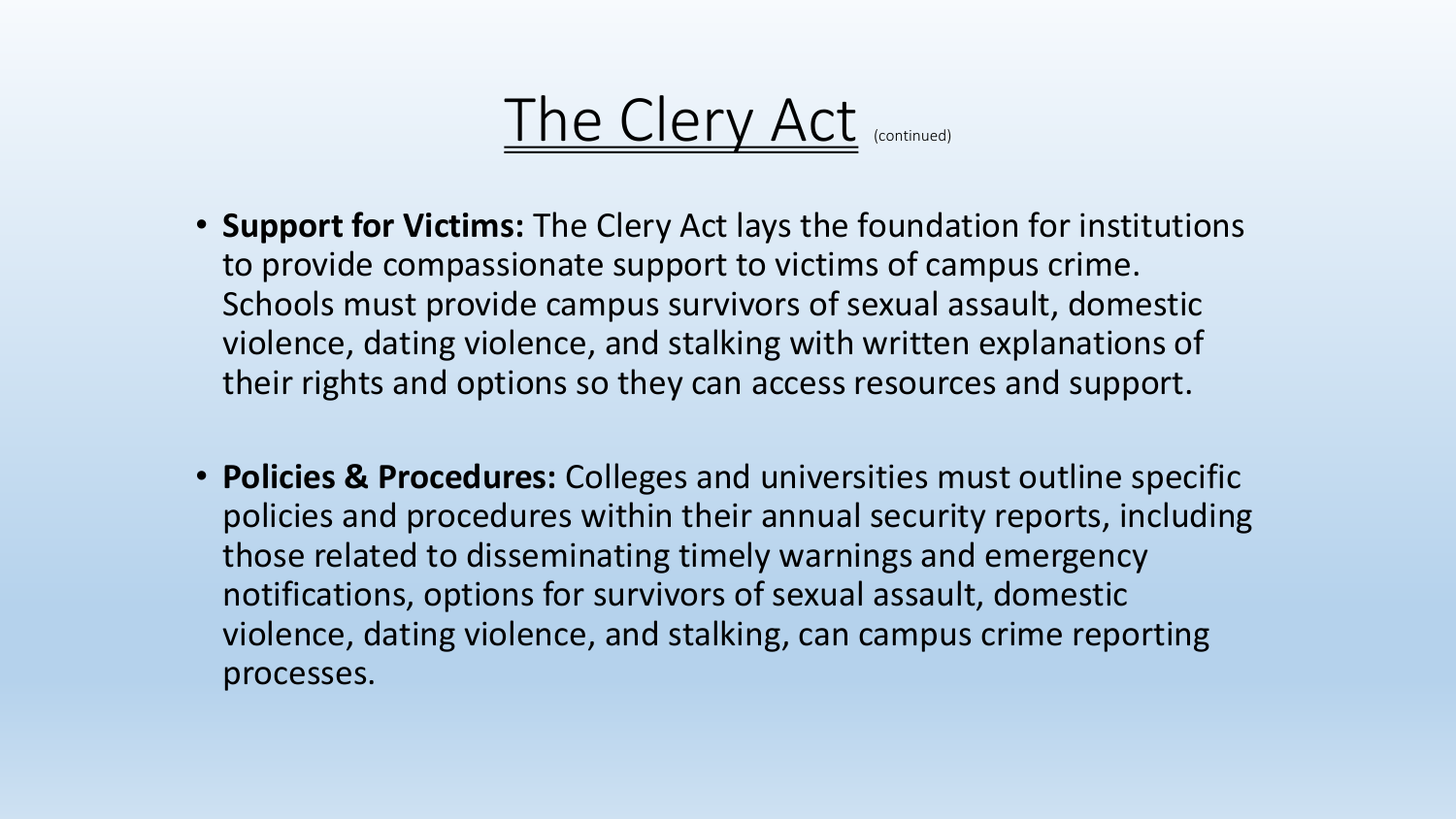# The Clery Act (continued)

- **Support for Victims:** The Clery Act lays the foundation for institutions to provide compassionate support to victims of campus crime. Schools must provide campus survivors of sexual assault, domestic violence, dating violence, and stalking with written explanations of their rights and options so they can access resources and support.

- **Policies & Procedures:** Colleges and universities must outline specific policies and procedures within their annual security reports, including those related to disseminating timely warnings and emergency notifications, options for survivors of sexual assault, domestic violence, dating violence, and stalking, can campus crime reporting processes.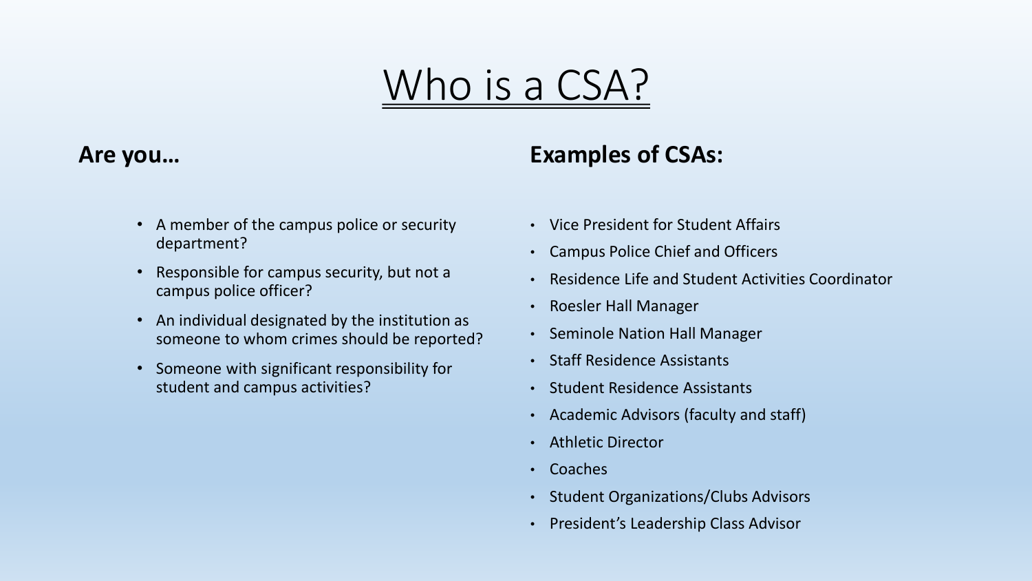# Who is a CSA?

**Are you…**

- A member of the campus police or security department?
- Responsible for campus security, but not a campus police officer?
- An individual designated by the institution as someone to whom crimes should be reported?
- Someone with significant responsibility for student and campus activities?

**Examples of CSAs:**

- Vice President for Student Affairs
- Campus Police Chief and Officers
- Residence Life and Student Activities Coordinator
- Roesler Hall Manager
- Seminole Nation Hall Manager
- Staff Residence Assistants
- Student Residence Assistants
- Academic Advisors (faculty and staff)
- Athletic Director
- Coaches
- Student Organizations/Clubs Advisors
- President's Leadership Class Advisor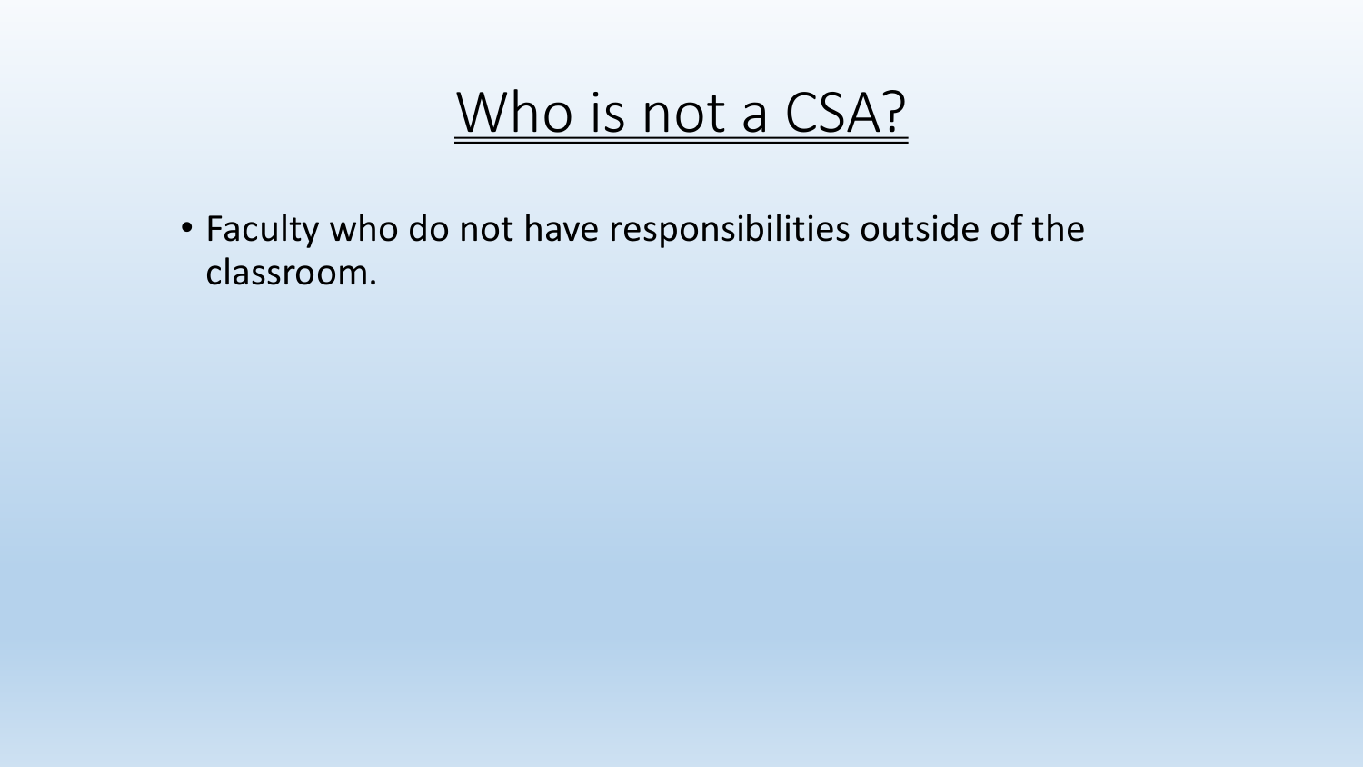# Who is not a CSA?

- Faculty who do not have responsibilities outside of the classroom.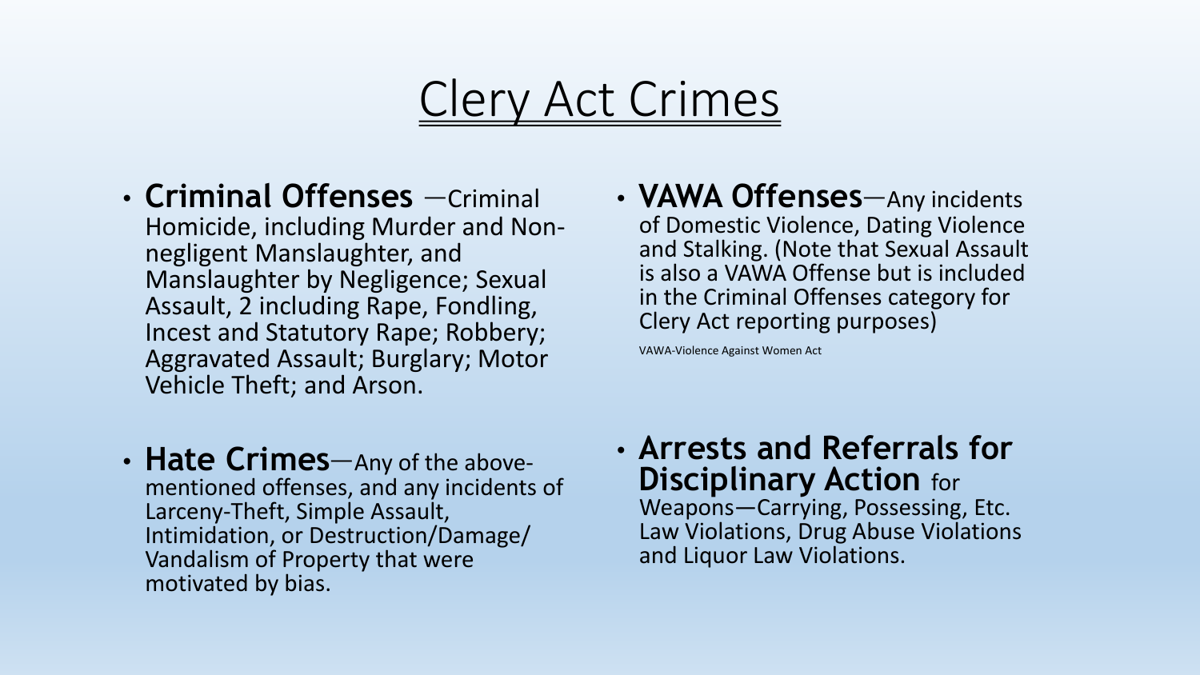# Clery Act Crimes

- **Criminal Offenses** —Criminal Homicide, including Murder and Non-negligent Manslaughter, and Manslaughter by Negligence; Sexual Assault, 2 including Rape, Fondling, Incest and Statutory Rape; Robbery; Aggravated Assault; Burglary; Motor Vehicle Theft; and Arson.

- **VAWA Offenses**—Any incidents of Domestic Violence, Dating Violence and Stalking. (Note that Sexual Assault is also a VAWA Offense but is included in the Criminal Offenses category for Clery Act reporting purposes)

  VAWA-Violence Against Women Act

- **Hate Crimes**—Any of the above-mentioned offenses, and any incidents of Larceny-Theft, Simple Assault, Intimidation, or Destruction/Damage/ Vandalism of Property that were motivated by bias.

- **Arrests and Referrals for Disciplinary Action** for Weapons—Carrying, Possessing, Etc. Law Violations, Drug Abuse Violations and Liquor Law Violations.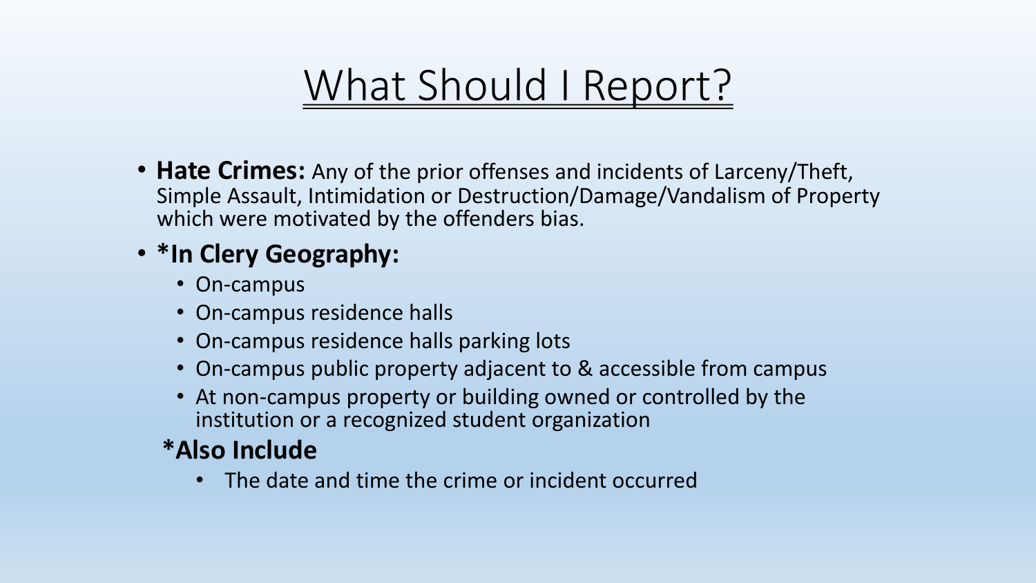# What Should I Report?

- **Hate Crimes:** Any of the prior offenses and incidents of Larceny/Theft, Simple Assault, Intimidation or Destruction/Damage/Vandalism of Property which were motivated by the offenders bias.
- ***In Clery Geography:**
  - On-campus
  - On-campus residence halls
  - On-campus residence halls parking lots
  - On-campus public property adjacent to & accessible from campus
  - At non-campus property or building owned or controlled by the institution or a recognized student organization

**\*Also Include**

- The date and time the crime or incident occurred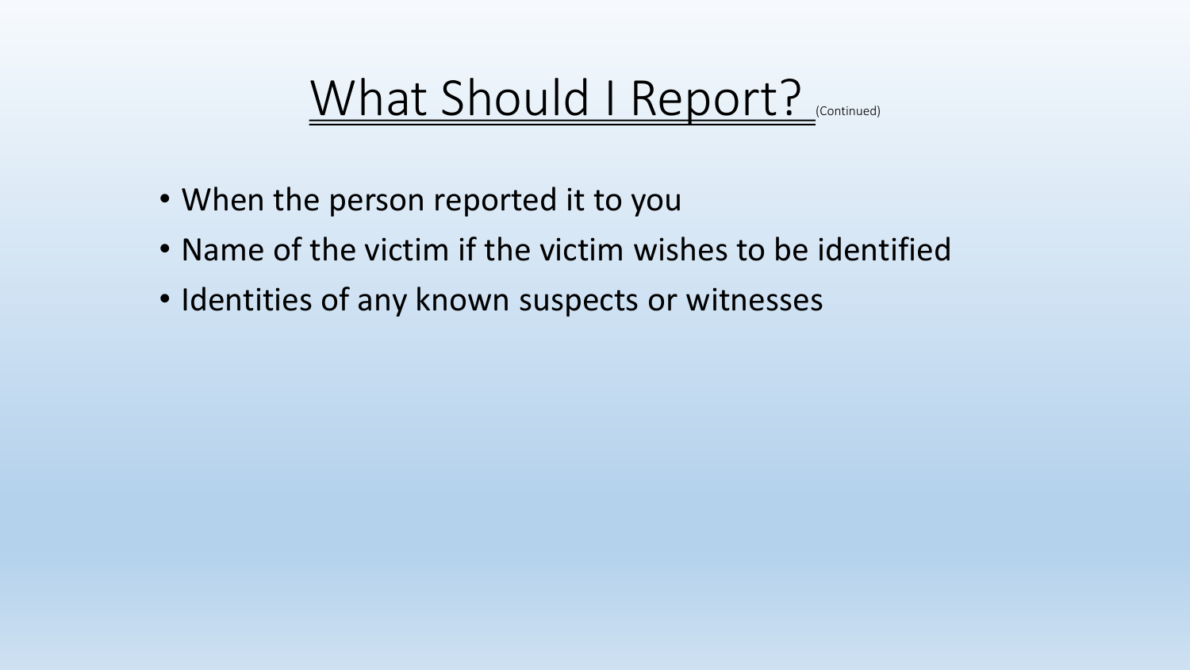# What Should I Report? (Continued)

- When the person reported it to you
- Name of the victim if the victim wishes to be identified
- Identities of any known suspects or witnesses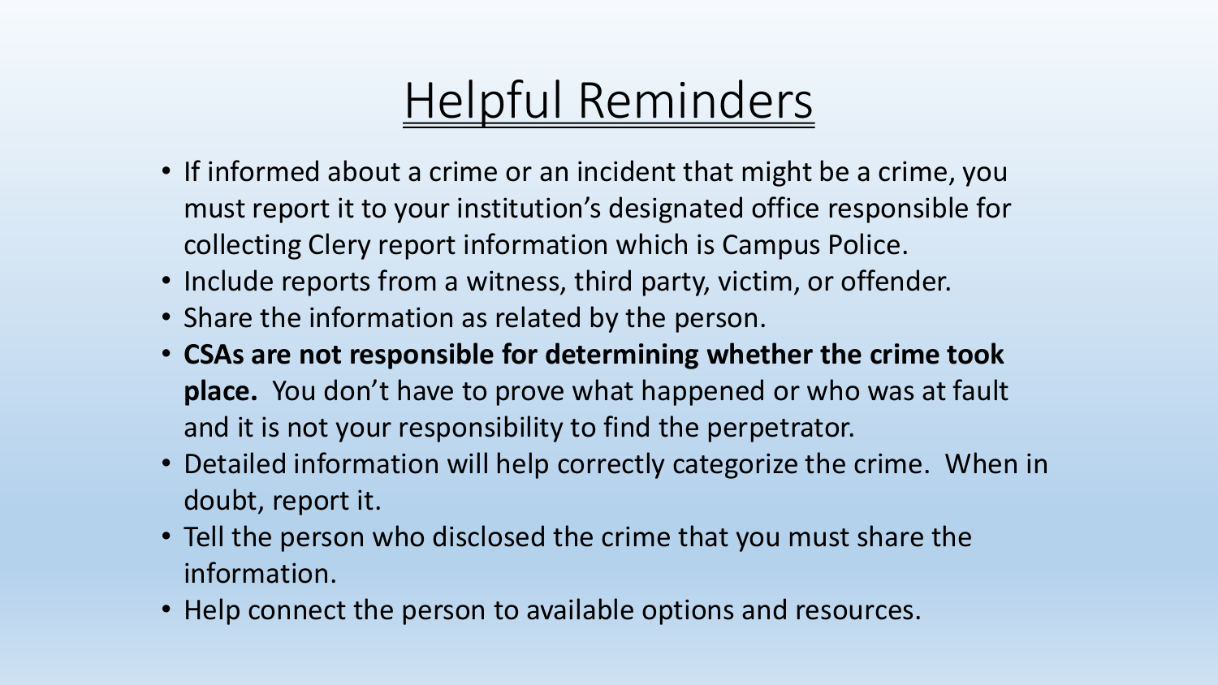# Helpful Reminders

- If informed about a crime or an incident that might be a crime, you must report it to your institution's designated office responsible for collecting Clery report information which is Campus Police.
- Include reports from a witness, third party, victim, or offender.
- Share the information as related by the person.
- **CSAs are not responsible for determining whether the crime took place.** You don't have to prove what happened or who was at fault and it is not your responsibility to find the perpetrator.
- Detailed information will help correctly categorize the crime. When in doubt, report it.
- Tell the person who disclosed the crime that you must share the information.
- Help connect the person to available options and resources.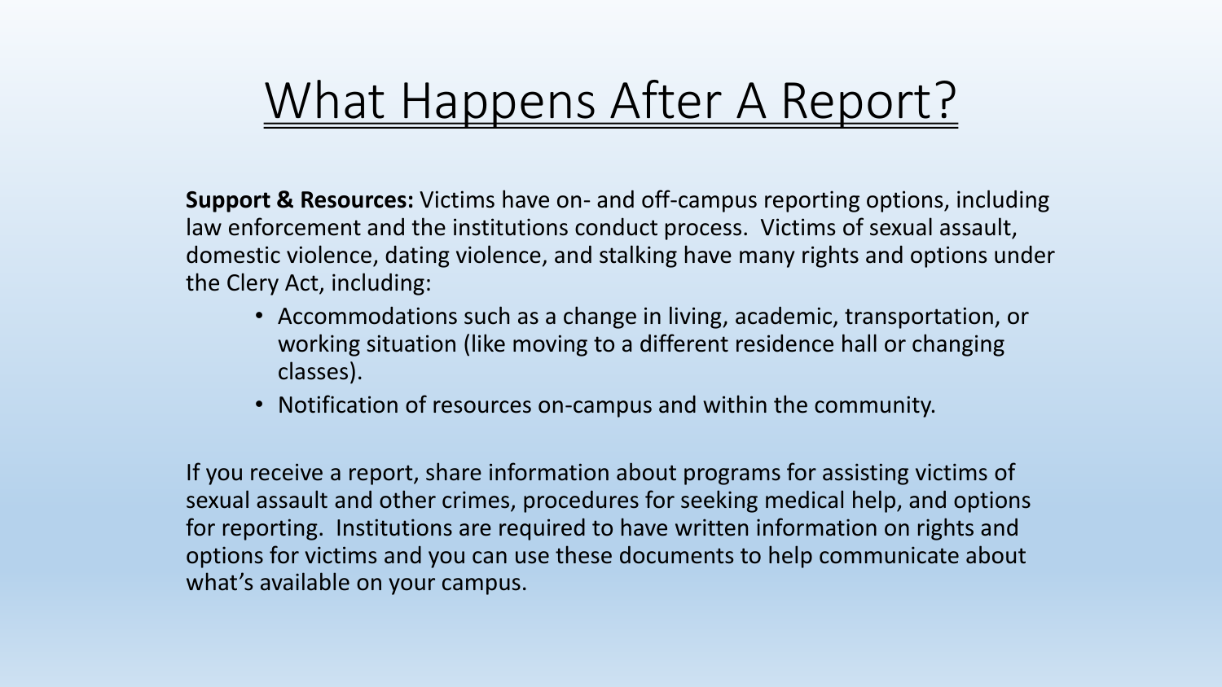# What Happens After A Report?

**Support & Resources:** Victims have on- and off-campus reporting options, including law enforcement and the institutions conduct process. Victims of sexual assault, domestic violence, dating violence, and stalking have many rights and options under the Clery Act, including:

- Accommodations such as a change in living, academic, transportation, or working situation (like moving to a different residence hall or changing classes).
- Notification of resources on-campus and within the community.

If you receive a report, share information about programs for assisting victims of sexual assault and other crimes, procedures for seeking medical help, and options for reporting. Institutions are required to have written information on rights and options for victims and you can use these documents to help communicate about what's available on your campus.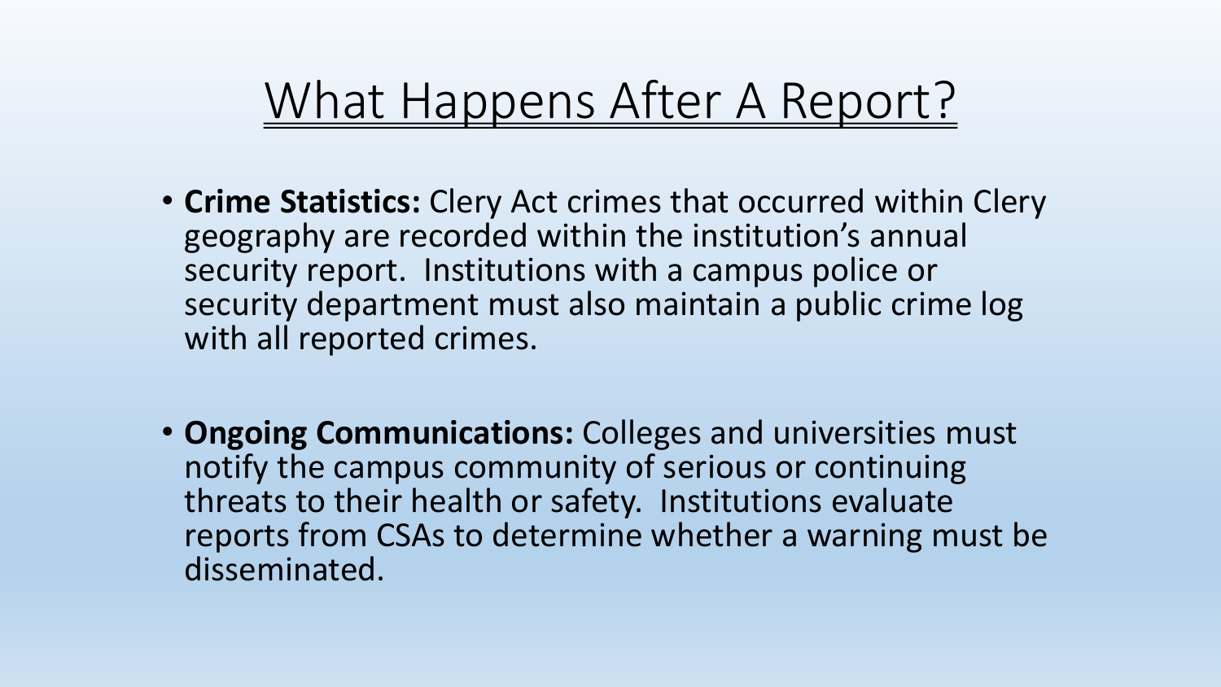# What Happens After A Report?

- **Crime Statistics:** Clery Act crimes that occurred within Clery geography are recorded within the institution's annual security report. Institutions with a campus police or security department must also maintain a public crime log with all reported crimes.

- **Ongoing Communications:** Colleges and universities must notify the campus community of serious or continuing threats to their health or safety. Institutions evaluate reports from CSAs to determine whether a warning must be disseminated.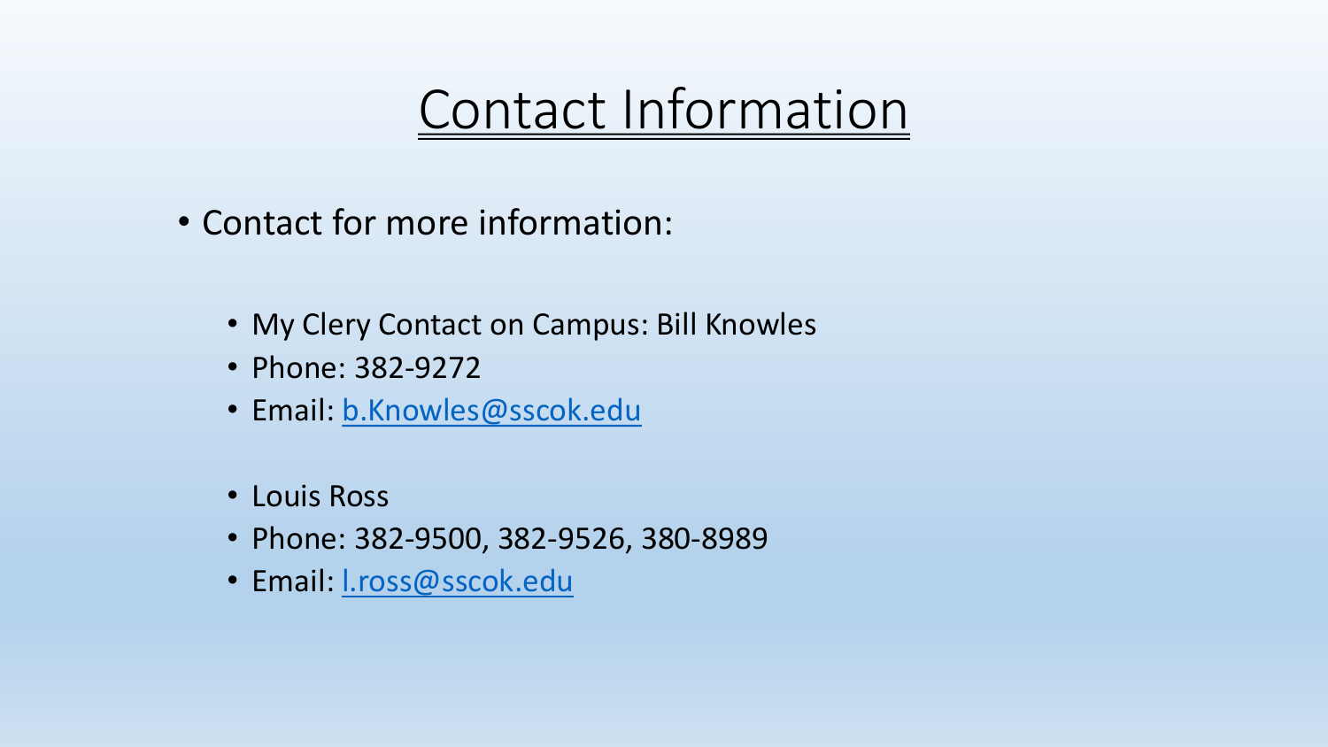# Contact Information

- Contact for more information:
  - My Clery Contact on Campus: Bill Knowles
  - Phone: 382-9272
  - Email: [b.Knowles@sscok.edu](mailto:b.Knowles@sscok.edu)

  - Louis Ross
  - Phone: 382-9500, 382-9526, 380-8989
  - Email: [l.ross@sscok.edu](mailto:l.ross@sscok.edu)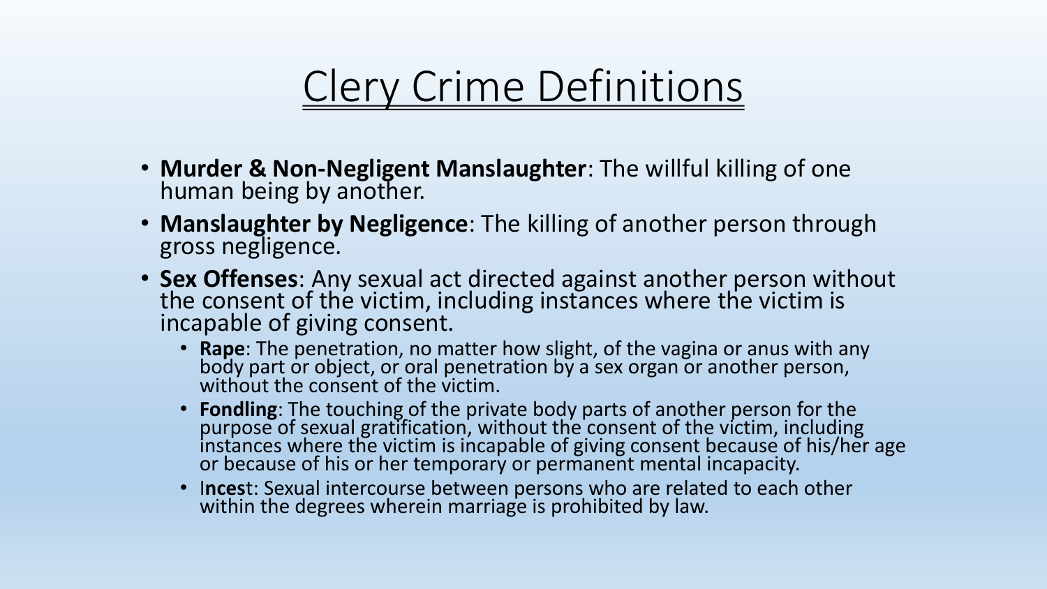# Clery Crime Definitions

- **Murder & Non-Negligent Manslaughter**: The willful killing of one human being by another.
- **Manslaughter by Negligence**: The killing of another person through gross negligence.
- **Sex Offenses**: Any sexual act directed against another person without the consent of the victim, including instances where the victim is incapable of giving consent.
  - **Rape**: The penetration, no matter how slight, of the vagina or anus with any body part or object, or oral penetration by a sex organ or another person, without the consent of the victim.
  - **Fondling**: The touching of the private body parts of another person for the purpose of sexual gratification, without the consent of the victim, including instances where the victim is incapable of giving consent because of his/her age or because of his or her temporary or permanent mental incapacity.
  - I**ncest**: Sexual intercourse between persons who are related to each other within the degrees wherein marriage is prohibited by law.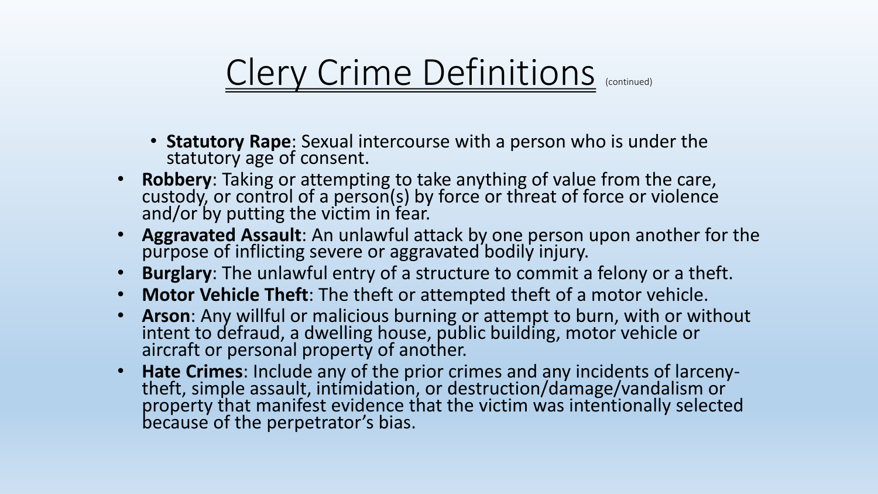# Clery Crime Definitions (continued)

  - **Statutory Rape**: Sexual intercourse with a person who is under the statutory age of consent.
- **Robbery**: Taking or attempting to take anything of value from the care, custody, or control of a person(s) by force or threat of force or violence and/or by putting the victim in fear.
- **Aggravated Assault**: An unlawful attack by one person upon another for the purpose of inflicting severe or aggravated bodily injury.
- **Burglary**: The unlawful entry of a structure to commit a felony or a theft.
- **Motor Vehicle Theft**: The theft or attempted theft of a motor vehicle.
- **Arson**: Any willful or malicious burning or attempt to burn, with or without intent to defraud, a dwelling house, public building, motor vehicle or aircraft or personal property of another.
- **Hate Crimes**: Include any of the prior crimes and any incidents of larceny-theft, simple assault, intimidation, or destruction/damage/vandalism or property that manifest evidence that the victim was intentionally selected because of the perpetrator's bias.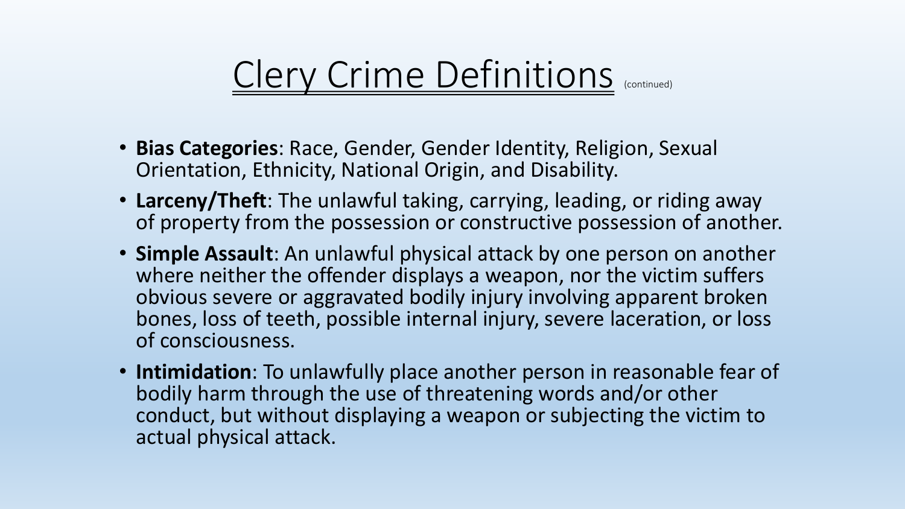# Clery Crime Definitions (continued)

- **Bias Categories**: Race, Gender, Gender Identity, Religion, Sexual Orientation, Ethnicity, National Origin, and Disability.
- **Larceny/Theft**: The unlawful taking, carrying, leading, or riding away of property from the possession or constructive possession of another.
- **Simple Assault**: An unlawful physical attack by one person on another where neither the offender displays a weapon, nor the victim suffers obvious severe or aggravated bodily injury involving apparent broken bones, loss of teeth, possible internal injury, severe laceration, or loss of consciousness.
- **Intimidation**: To unlawfully place another person in reasonable fear of bodily harm through the use of threatening words and/or other conduct, but without displaying a weapon or subjecting the victim to actual physical attack.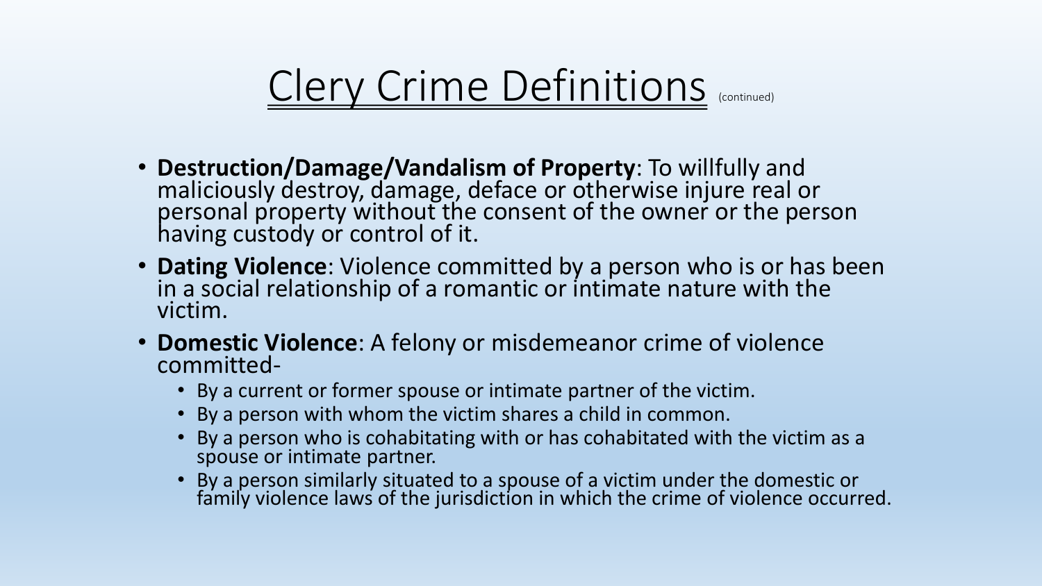# Clery Crime Definitions (continued)

- **Destruction/Damage/Vandalism of Property**: To willfully and maliciously destroy, damage, deface or otherwise injure real or personal property without the consent of the owner or the person having custody or control of it.
- **Dating Violence**: Violence committed by a person who is or has been in a social relationship of a romantic or intimate nature with the victim.
- **Domestic Violence**: A felony or misdemeanor crime of violence committed-
  - By a current or former spouse or intimate partner of the victim.
  - By a person with whom the victim shares a child in common.
  - By a person who is cohabitating with or has cohabitated with the victim as a spouse or intimate partner.
  - By a person similarly situated to a spouse of a victim under the domestic or family violence laws of the jurisdiction in which the crime of violence occurred.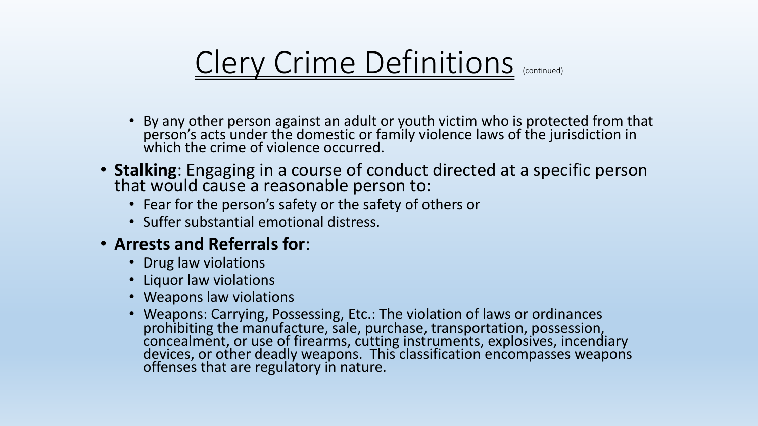# Clery Crime Definitions (continued)

  - By any other person against an adult or youth victim who is protected from that person's acts under the domestic or family violence laws of the jurisdiction in which the crime of violence occurred.
- **Stalking**: Engaging in a course of conduct directed at a specific person that would cause a reasonable person to:
  - Fear for the person's safety or the safety of others or
  - Suffer substantial emotional distress.
- **Arrests and Referrals for**:
  - Drug law violations
  - Liquor law violations
  - Weapons law violations
  - Weapons: Carrying, Possessing, Etc.: The violation of laws or ordinances prohibiting the manufacture, sale, purchase, transportation, possession, concealment, or use of firearms, cutting instruments, explosives, incendiary devices, or other deadly weapons. This classification encompasses weapons offenses that are regulatory in nature.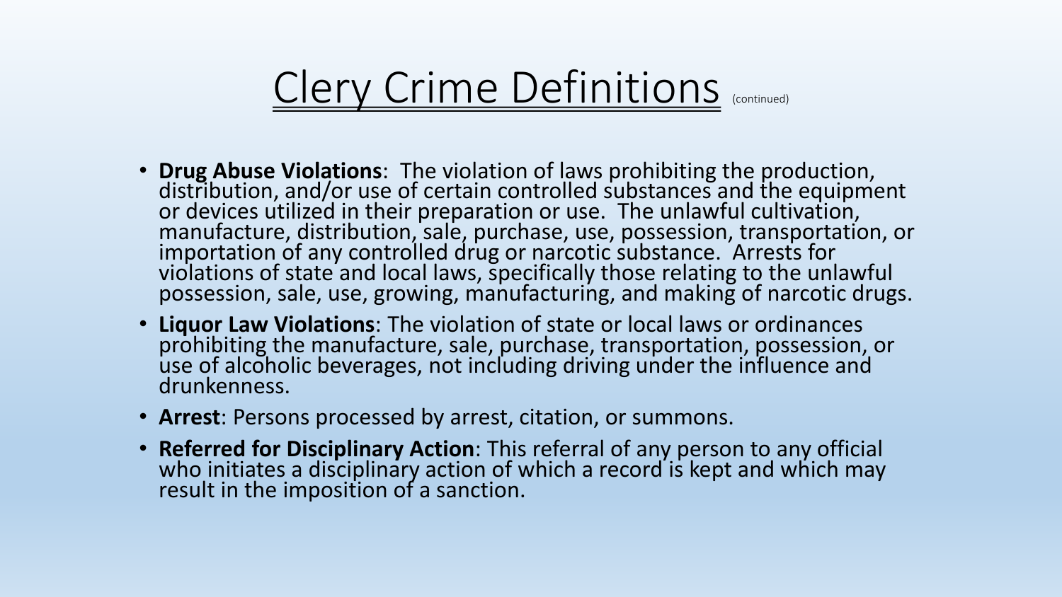# Clery Crime Definitions (continued)

- **Drug Abuse Violations**: The violation of laws prohibiting the production, distribution, and/or use of certain controlled substances and the equipment or devices utilized in their preparation or use. The unlawful cultivation, manufacture, distribution, sale, purchase, use, possession, transportation, or importation of any controlled drug or narcotic substance. Arrests for violations of state and local laws, specifically those relating to the unlawful possession, sale, use, growing, manufacturing, and making of narcotic drugs.
- **Liquor Law Violations**: The violation of state or local laws or ordinances prohibiting the manufacture, sale, purchase, transportation, possession, or use of alcoholic beverages, not including driving under the influence and drunkenness.
- **Arrest**: Persons processed by arrest, citation, or summons.
- **Referred for Disciplinary Action**: This referral of any person to any official who initiates a disciplinary action of which a record is kept and which may result in the imposition of a sanction.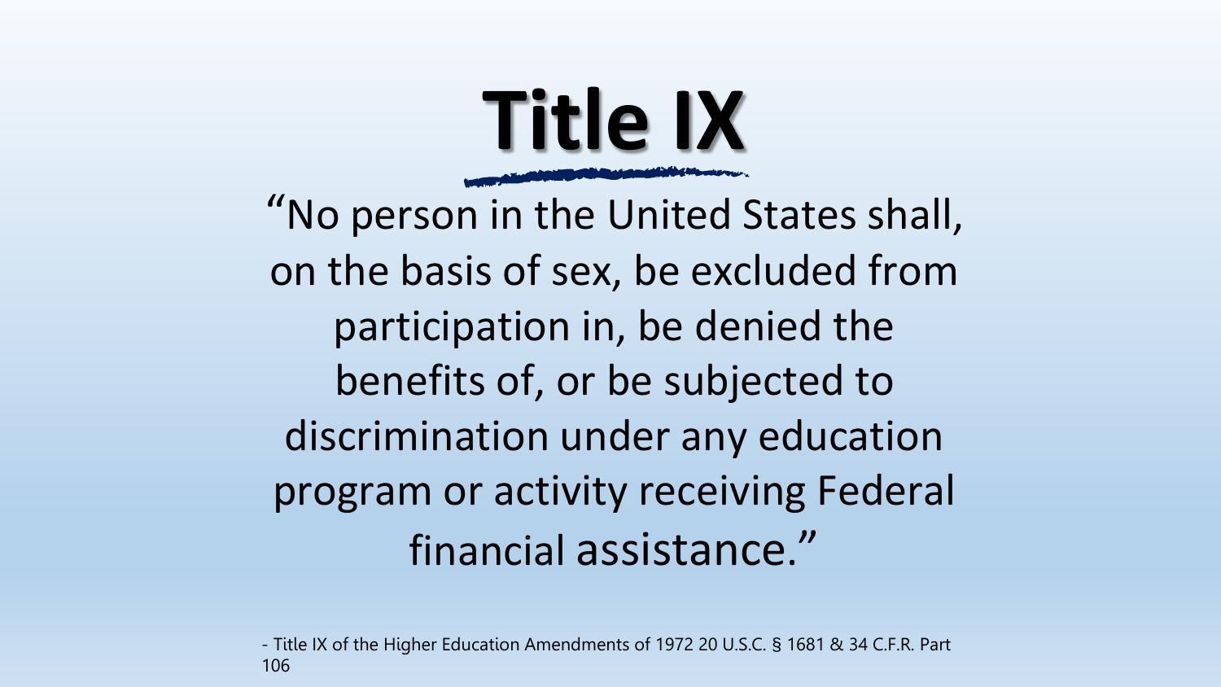# Title IX

"No person in the United States shall, on the basis of sex, be excluded from participation in, be denied the benefits of, or be subjected to discrimination under any education program or activity receiving Federal financial assistance."

- Title IX of the Higher Education Amendments of 1972 20 U.S.C. § 1681 & 34 C.F.R. Part 106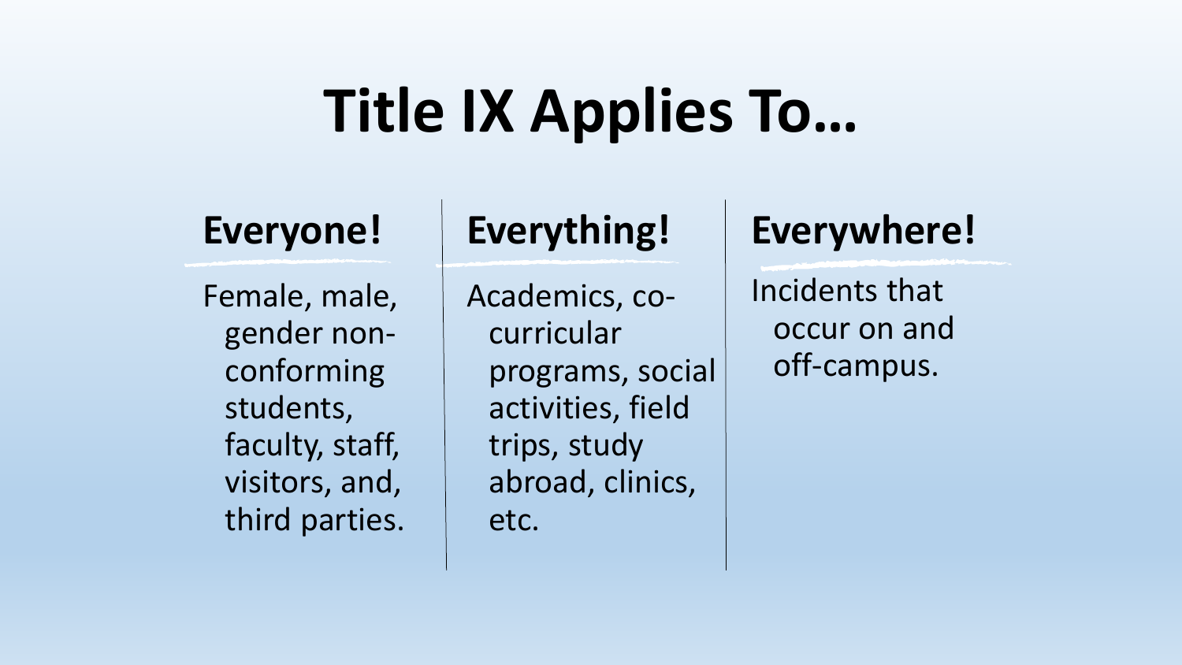# Title IX Applies To…

## Everyone!

Female, male, gender non-conforming students, faculty, staff, visitors, and, third parties.

## Everything!

Academics, co-curricular programs, social activities, field trips, study abroad, clinics, etc.

## Everywhere!

Incidents that occur on and off-campus.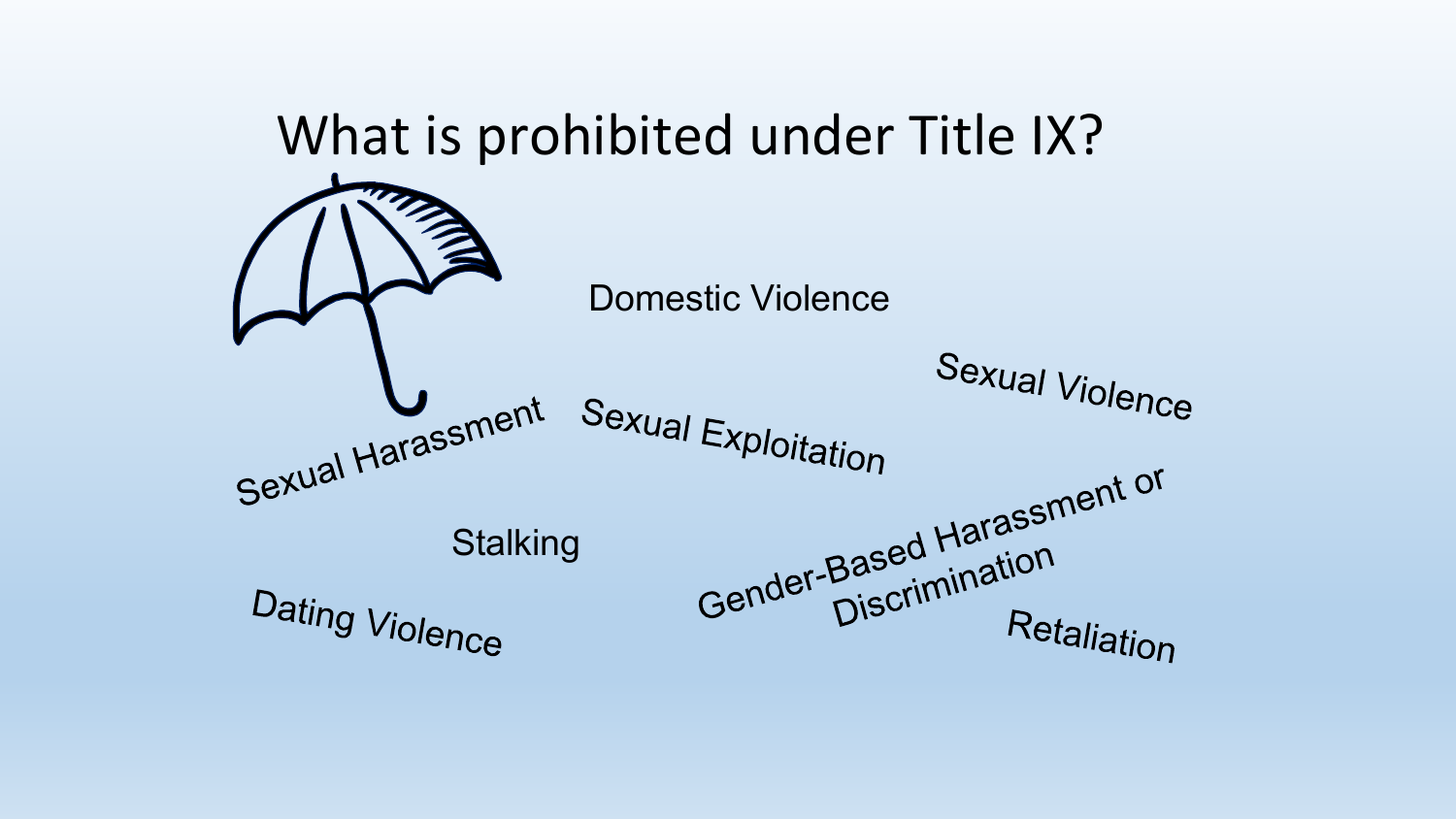# What is prohibited under Title IX?

- Domestic Violence
- Sexual Violence
- Sexual Harassment
- Sexual Exploitation
- Stalking
- Gender-Based Harassment or Discrimination
- Dating Violence
- Retaliation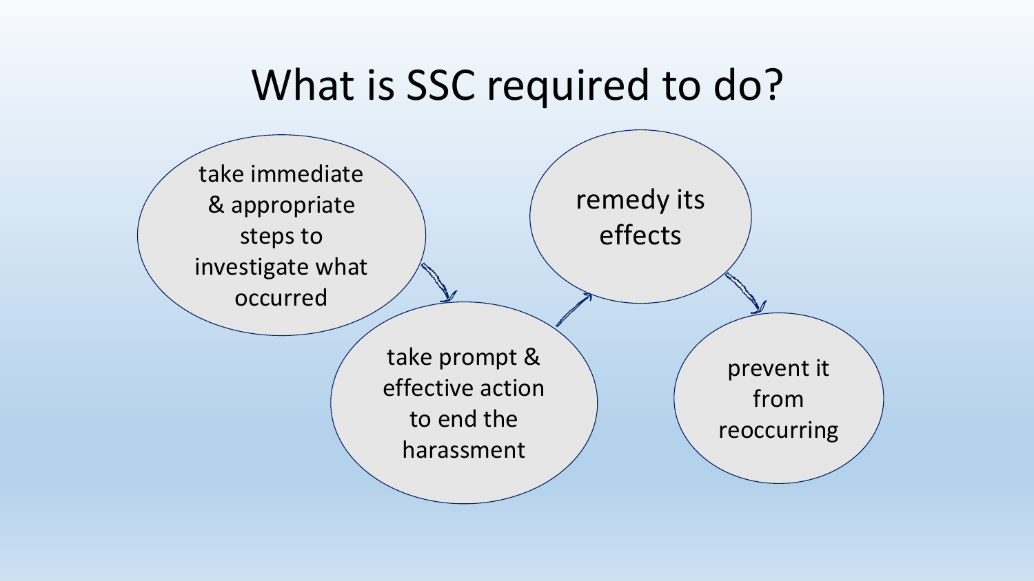# What is SSC required to do?

- take immediate & appropriate steps to investigate what occurred
- take prompt & effective action to end the harassment
- remedy its effects
- prevent it from reoccurring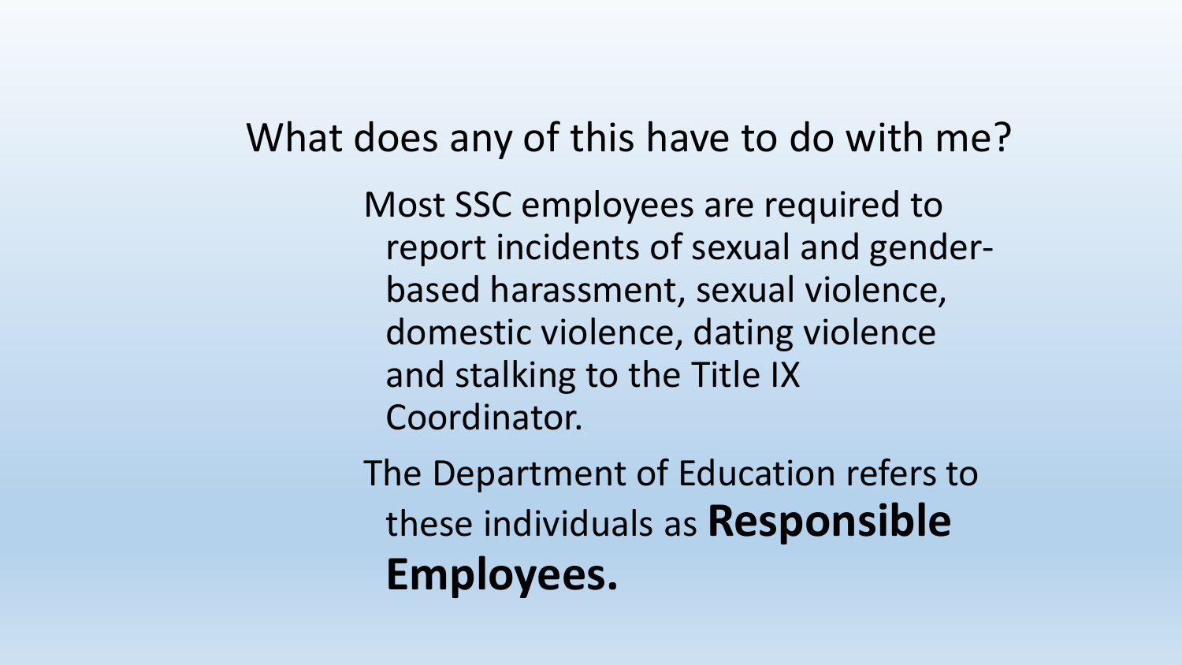## What does any of this have to do with me?

Most SSC employees are required to report incidents of sexual and gender-based harassment, sexual violence, domestic violence, dating violence and stalking to the Title IX Coordinator.

The Department of Education refers to these individuals as **Responsible Employees.**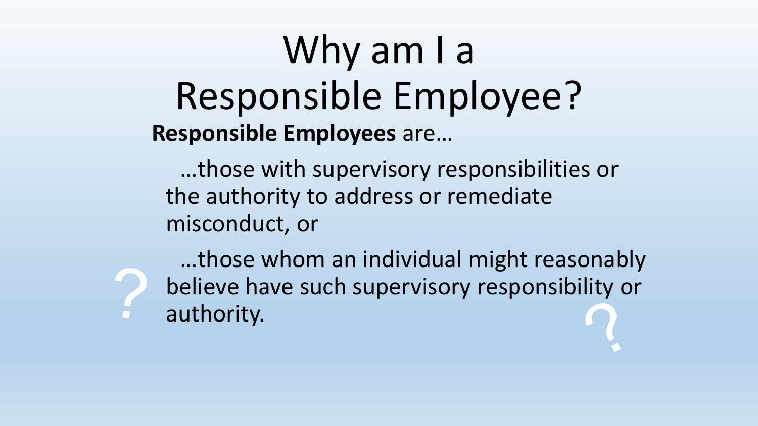# Why am I a Responsible Employee?

**Responsible Employees** are…

…those with supervisory responsibilities or the authority to address or remediate misconduct, or

…those whom an individual might reasonably believe have such supervisory responsibility or authority.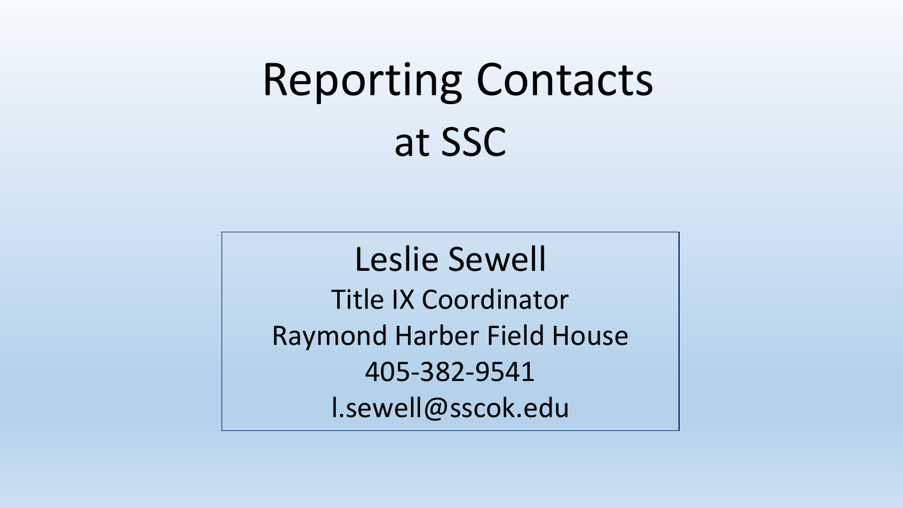# Reporting Contacts at SSC

Leslie Sewell
Title IX Coordinator
Raymond Harber Field House
405-382-9541
l.sewell@sscok.edu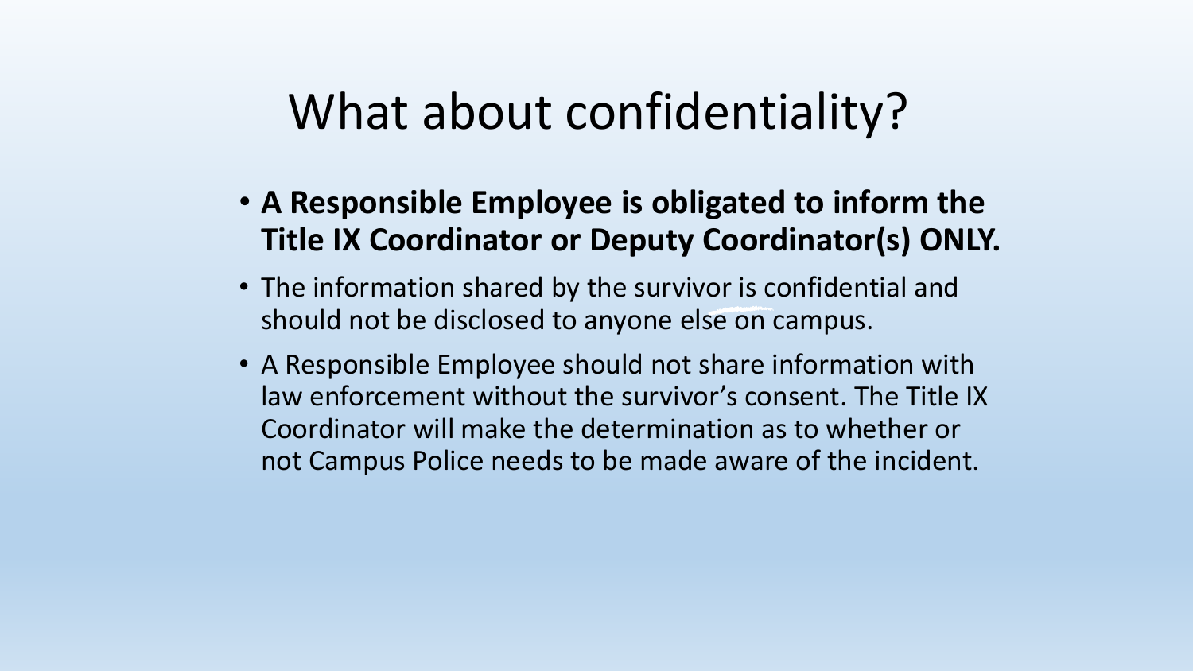# What about confidentiality?

- **A Responsible Employee is obligated to inform the Title IX Coordinator or Deputy Coordinator(s) ONLY.**
- The information shared by the survivor is confidential and should not be disclosed to anyone else on campus.
- A Responsible Employee should not share information with law enforcement without the survivor's consent. The Title IX Coordinator will make the determination as to whether or not Campus Police needs to be made aware of the incident.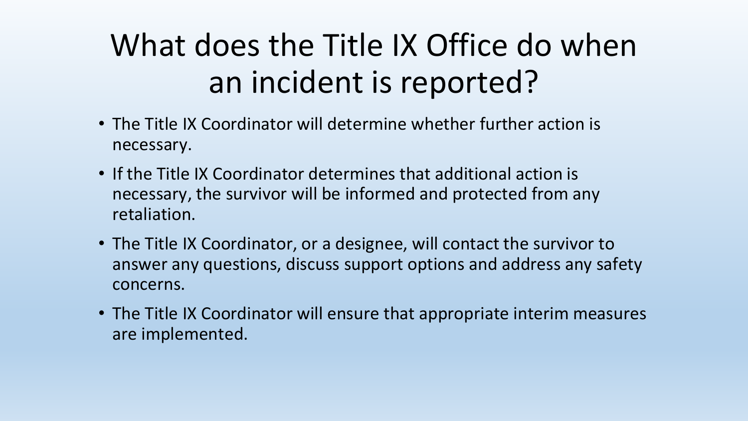# What does the Title IX Office do when an incident is reported?

- The Title IX Coordinator will determine whether further action is necessary.
- If the Title IX Coordinator determines that additional action is necessary, the survivor will be informed and protected from any retaliation.
- The Title IX Coordinator, or a designee, will contact the survivor to answer any questions, discuss support options and address any safety concerns.
- The Title IX Coordinator will ensure that appropriate interim measures are implemented.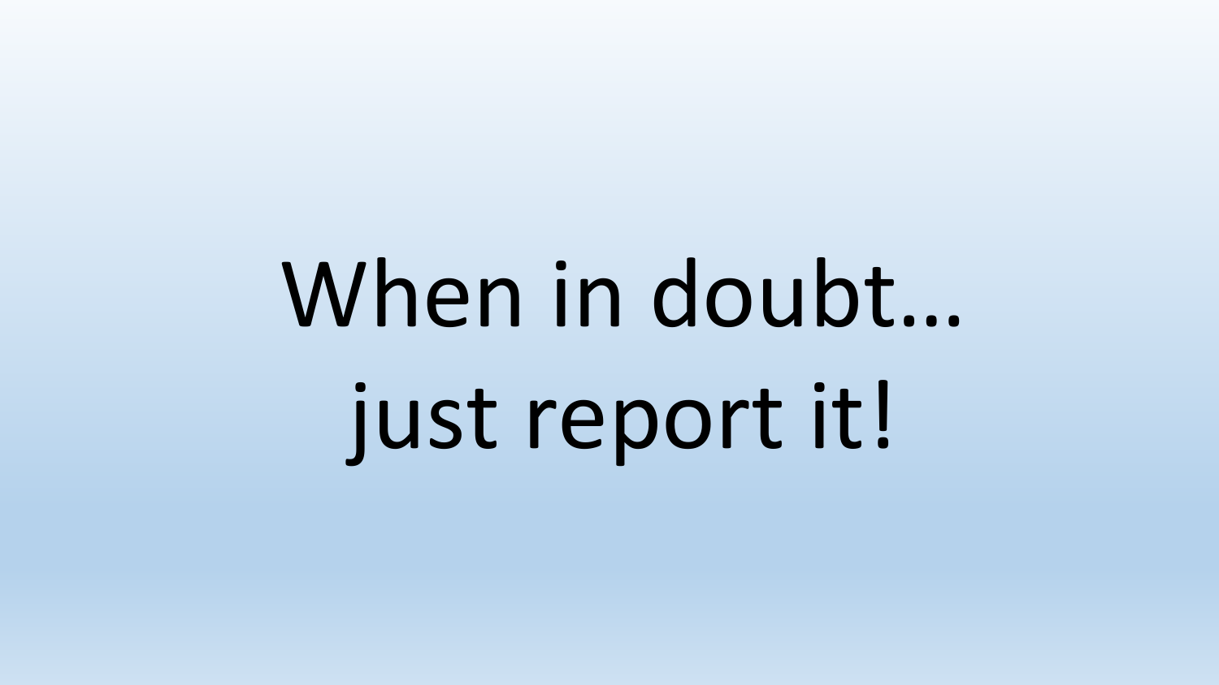# When in doubt… just report it!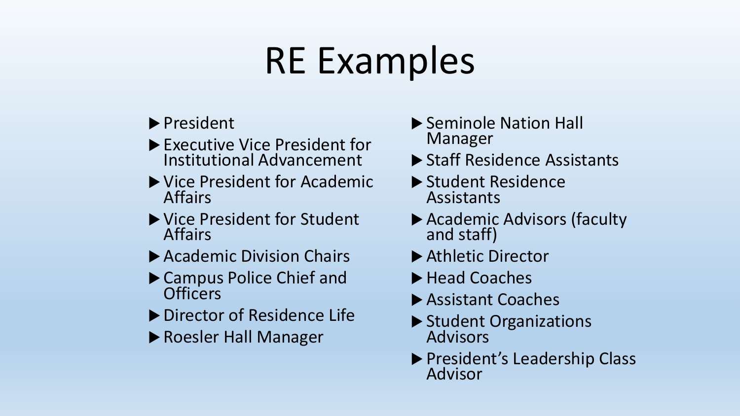# RE Examples

- President
- Executive Vice President for Institutional Advancement
- Vice President for Academic Affairs
- Vice President for Student Affairs
- Academic Division Chairs
- Campus Police Chief and Officers
- Director of Residence Life
- Roesler Hall Manager
- Seminole Nation Hall Manager
- Staff Residence Assistants
- Student Residence Assistants
- Academic Advisors (faculty and staff)
- Athletic Director
- Head Coaches
- Assistant Coaches
- Student Organizations Advisors
- President's Leadership Class Advisor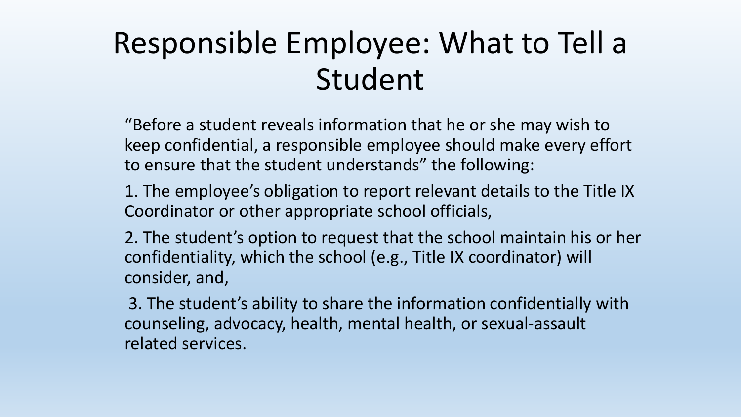# Responsible Employee: What to Tell a Student

"Before a student reveals information that he or she may wish to keep confidential, a responsible employee should make every effort to ensure that the student understands" the following:

1. The employee's obligation to report relevant details to the Title IX Coordinator or other appropriate school officials,

2. The student's option to request that the school maintain his or her confidentiality, which the school (e.g., Title IX coordinator) will consider, and,

3. The student's ability to share the information confidentially with counseling, advocacy, health, mental health, or sexual-assault related services.